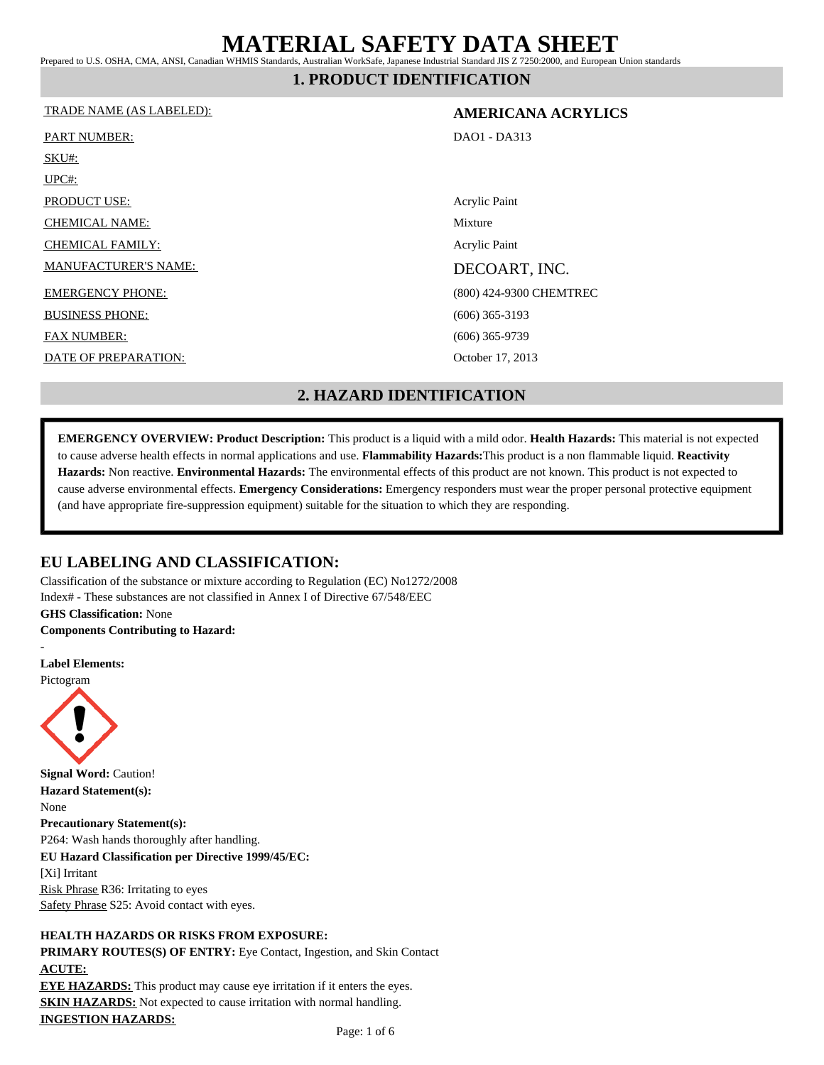# MATERIAL SAFETY DATA SHEET

Prepared to U.S. OSHA, CMA, ANSI, Canadian WHMIS Standards, Australian WorkSafe, Japanese Industrial Standard JIS Z 7250:2000, and European Union standards

## 1. PRODUCT IDENTIFICATION

| | |
|---|---|
| TRADE NAME (AS LABELED): | **AMERICANA ACRYLICS** |
| PART NUMBER: | DAO1 - DA313 |
| SKU#: | |
| UPC#: | |
| PRODUCT USE: | Acrylic Paint |
| CHEMICAL NAME: | Mixture |
| CHEMICAL FAMILY: | Acrylic Paint |
| MANUFACTURER'S NAME: | DECOART, INC. |
| EMERGENCY PHONE: | (800) 424-9300 CHEMTREC |
| BUSINESS PHONE: | (606) 365-3193 |
| FAX NUMBER: | (606) 365-9739 |
| DATE OF PREPARATION: | October 17, 2013 |

## 2. HAZARD IDENTIFICATION

**EMERGENCY OVERVIEW: Product Description:** This product is a liquid with a mild odor. **Health Hazards:** This material is not expected to cause adverse health effects in normal applications and use. **Flammability Hazards:**This product is a non flammable liquid. **Reactivity Hazards:** Non reactive. **Environmental Hazards:** The environmental effects of this product are not known. This product is not expected to cause adverse environmental effects. **Emergency Considerations:** Emergency responders must wear the proper personal protective equipment (and have appropriate fire-suppression equipment) suitable for the situation to which they are responding.

### EU LABELING AND CLASSIFICATION:

Classification of the substance or mixture according to Regulation (EC) No1272/2008

Index# - These substances are not classified in Annex I of Directive 67/548/EEC

**GHS Classification:** None

**Components Contributing to Hazard:**

-

**Label Elements:**

Pictogram

**Signal Word:** Caution!

**Hazard Statement(s):**

None

**Precautionary Statement(s):**

P264: Wash hands thoroughly after handling.

**EU Hazard Classification per Directive 1999/45/EC:**

[Xi] Irritant

Risk Phrase R36: Irritating to eyes

Safety Phrase S25: Avoid contact with eyes.

**HEALTH HAZARDS OR RISKS FROM EXPOSURE:**

**PRIMARY ROUTES(S) OF ENTRY:** Eye Contact, Ingestion, and Skin Contact

**ACUTE:**

**EYE HAZARDS:** This product may cause eye irritation if it enters the eyes.

**SKIN HAZARDS:** Not expected to cause irritation with normal handling.

**INGESTION HAZARDS:**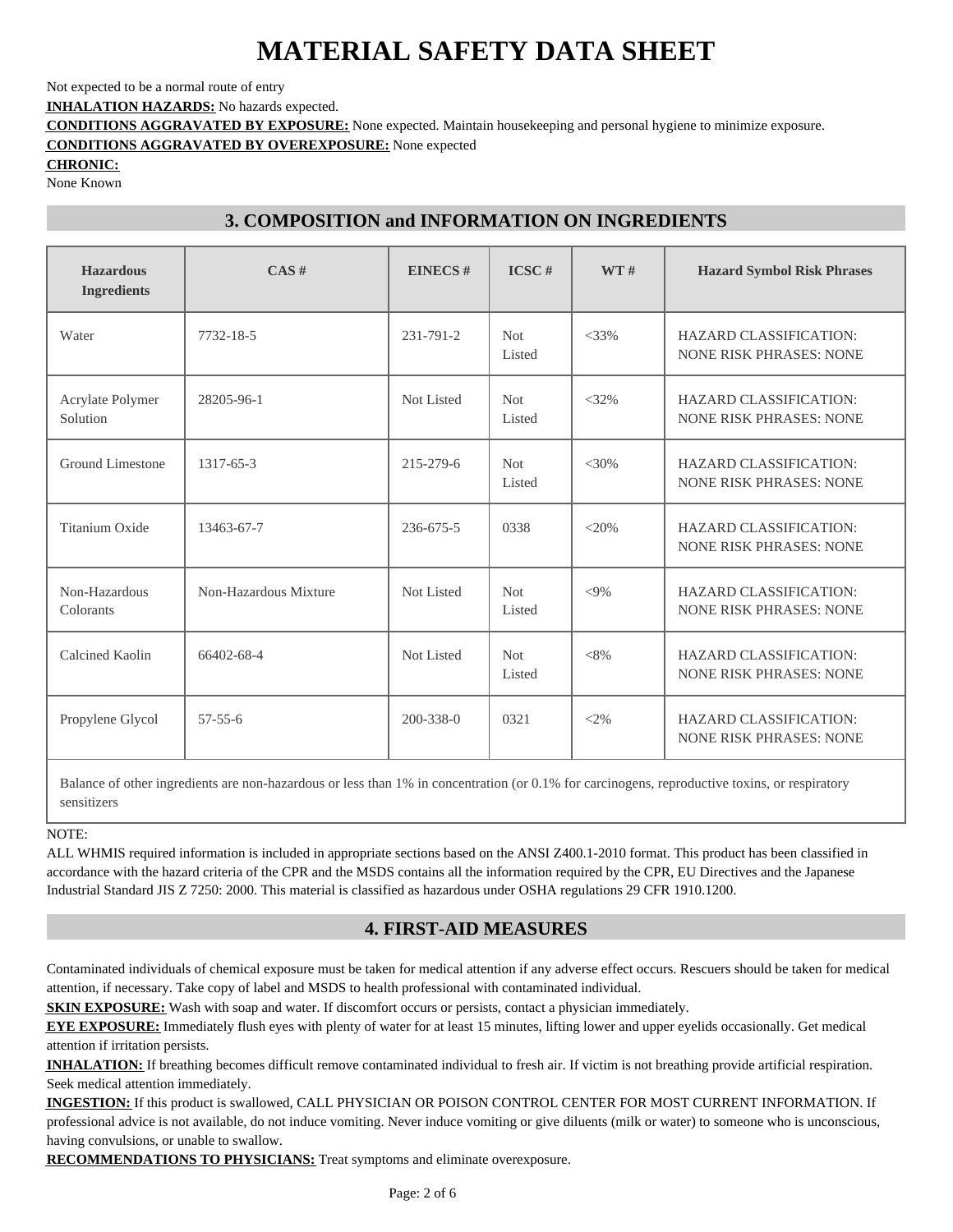# MATERIAL SAFETY DATA SHEET

Not expected to be a normal route of entry

**INHALATION HAZARDS:** No hazards expected.

**CONDITIONS AGGRAVATED BY EXPOSURE:** None expected. Maintain housekeeping and personal hygiene to minimize exposure.

**CONDITIONS AGGRAVATED BY OVEREXPOSURE:** None expected

**CHRONIC:**

None Known

## 3. COMPOSITION and INFORMATION ON INGREDIENTS

| Hazardous Ingredients | CAS # | EINECS # | ICSC # | WT # | Hazard Symbol Risk Phrases |
|---|---|---|---|---|---|
| Water | 7732-18-5 | 231-791-2 | Not Listed | <33% | HAZARD CLASSIFICATION: NONE RISK PHRASES: NONE |
| Acrylate Polymer Solution | 28205-96-1 | Not Listed | Not Listed | <32% | HAZARD CLASSIFICATION: NONE RISK PHRASES: NONE |
| Ground Limestone | 1317-65-3 | 215-279-6 | Not Listed | <30% | HAZARD CLASSIFICATION: NONE RISK PHRASES: NONE |
| Titanium Oxide | 13463-67-7 | 236-675-5 | 0338 | <20% | HAZARD CLASSIFICATION: NONE RISK PHRASES: NONE |
| Non-Hazardous Colorants | Non-Hazardous Mixture | Not Listed | Not Listed | <9% | HAZARD CLASSIFICATION: NONE RISK PHRASES: NONE |
| Calcined Kaolin | 66402-68-4 | Not Listed | Not Listed | <8% | HAZARD CLASSIFICATION: NONE RISK PHRASES: NONE |
| Propylene Glycol | 57-55-6 | 200-338-0 | 0321 | <2% | HAZARD CLASSIFICATION: NONE RISK PHRASES: NONE |
| Balance of other ingredients are non-hazardous or less than 1% in concentration (or 0.1% for carcinogens, reproductive toxins, or respiratory sensitizers | | | | | |

NOTE:

ALL WHMIS required information is included in appropriate sections based on the ANSI Z400.1-2010 format. This product has been classified in accordance with the hazard criteria of the CPR and the MSDS contains all the information required by the CPR, EU Directives and the Japanese Industrial Standard JIS Z 7250: 2000. This material is classified as hazardous under OSHA regulations 29 CFR 1910.1200.

## 4. FIRST-AID MEASURES

Contaminated individuals of chemical exposure must be taken for medical attention if any adverse effect occurs. Rescuers should be taken for medical attention, if necessary. Take copy of label and MSDS to health professional with contaminated individual.

**SKIN EXPOSURE:** Wash with soap and water. If discomfort occurs or persists, contact a physician immediately.

**EYE EXPOSURE:** Immediately flush eyes with plenty of water for at least 15 minutes, lifting lower and upper eyelids occasionally. Get medical attention if irritation persists.

**INHALATION:** If breathing becomes difficult remove contaminated individual to fresh air. If victim is not breathing provide artificial respiration. Seek medical attention immediately.

**INGESTION:** If this product is swallowed, CALL PHYSICIAN OR POISON CONTROL CENTER FOR MOST CURRENT INFORMATION. If professional advice is not available, do not induce vomiting. Never induce vomiting or give diluents (milk or water) to someone who is unconscious, having convulsions, or unable to swallow.

**RECOMMENDATIONS TO PHYSICIANS:** Treat symptoms and eliminate overexposure.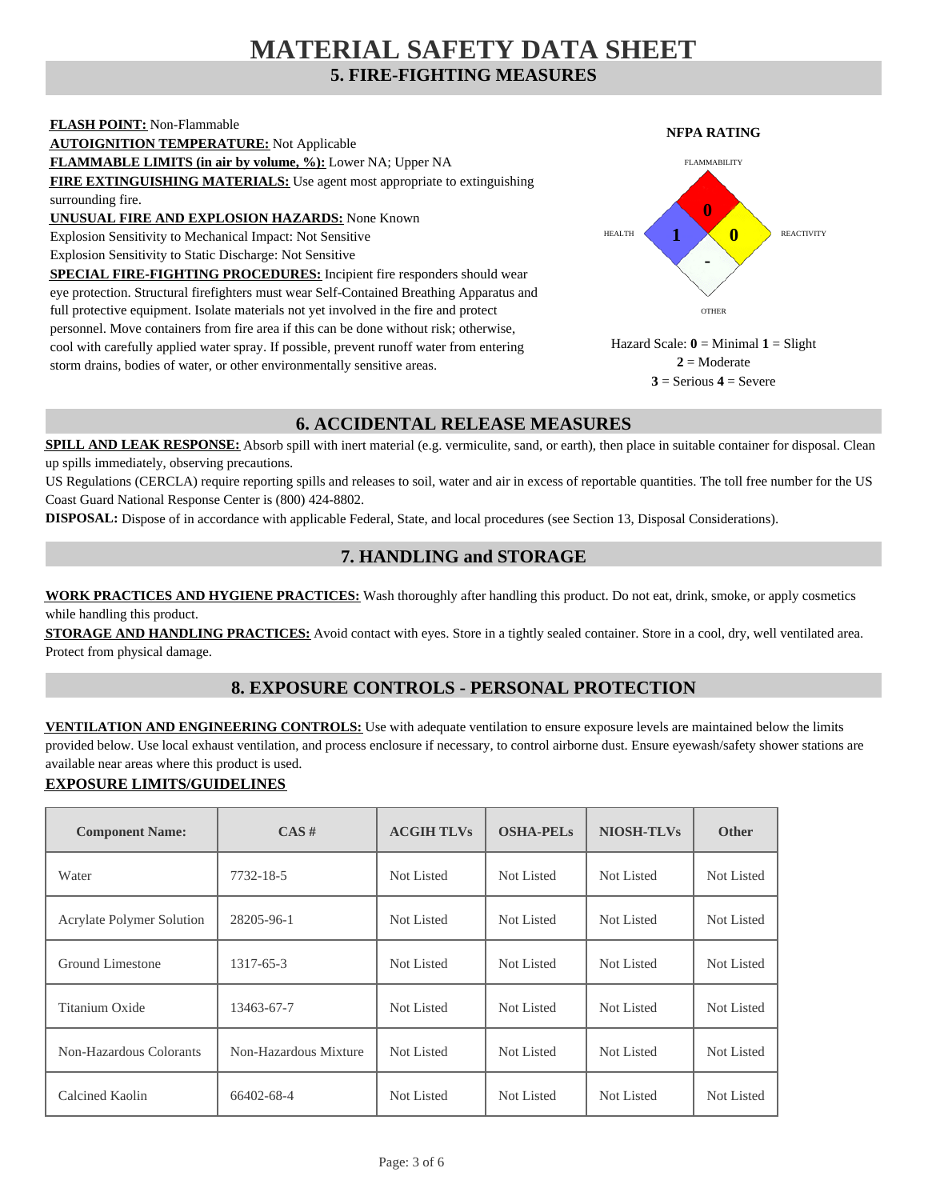# MATERIAL SAFETY DATA SHEET

## 5. FIRE-FIGHTING MEASURES

**FLASH POINT:** Non-Flammable
**AUTOIGNITION TEMPERATURE:** Not Applicable
**FLAMMABLE LIMITS (in air by volume, %):** Lower NA; Upper NA
**FIRE EXTINGUISHING MATERIALS:** Use agent most appropriate to extinguishing surrounding fire.
**UNUSUAL FIRE AND EXPLOSION HAZARDS:** None Known
Explosion Sensitivity to Mechanical Impact: Not Sensitive
Explosion Sensitivity to Static Discharge: Not Sensitive
**SPECIAL FIRE-FIGHTING PROCEDURES:** Incipient fire responders should wear eye protection. Structural firefighters must wear Self-Contained Breathing Apparatus and full protective equipment. Isolate materials not yet involved in the fire and protect personnel. Move containers from fire area if this can be done without risk; otherwise, cool with carefully applied water spray. If possible, prevent runoff water from entering storm drains, bodies of water, or other environmentally sensitive areas.

**NFPA RATING**

FLAMMABILITY: 0
HEALTH: 1
REACTIVITY: 0
OTHER: -

Hazard Scale: **0** = Minimal **1** = Slight **2** = Moderate **3** = Serious **4** = Severe

## 6. ACCIDENTAL RELEASE MEASURES

**SPILL AND LEAK RESPONSE:** Absorb spill with inert material (e.g. vermiculite, sand, or earth), then place in suitable container for disposal. Clean up spills immediately, observing precautions.

US Regulations (CERCLA) require reporting spills and releases to soil, water and air in excess of reportable quantities. The toll free number for the US Coast Guard National Response Center is (800) 424-8802.

**DISPOSAL:** Dispose of in accordance with applicable Federal, State, and local procedures (see Section 13, Disposal Considerations).

## 7. HANDLING and STORAGE

**WORK PRACTICES AND HYGIENE PRACTICES:** Wash thoroughly after handling this product. Do not eat, drink, smoke, or apply cosmetics while handling this product.

**STORAGE AND HANDLING PRACTICES:** Avoid contact with eyes. Store in a tightly sealed container. Store in a cool, dry, well ventilated area. Protect from physical damage.

## 8. EXPOSURE CONTROLS - PERSONAL PROTECTION

**VENTILATION AND ENGINEERING CONTROLS:** Use with adequate ventilation to ensure exposure levels are maintained below the limits provided below. Use local exhaust ventilation, and process enclosure if necessary, to control airborne dust. Ensure eyewash/safety shower stations are available near areas where this product is used.

**EXPOSURE LIMITS/GUIDELINES**

| Component Name: | CAS # | ACGIH TLVs | OSHA-PELs | NIOSH-TLVs | Other |
|---|---|---|---|---|---|
| Water | 7732-18-5 | Not Listed | Not Listed | Not Listed | Not Listed |
| Acrylate Polymer Solution | 28205-96-1 | Not Listed | Not Listed | Not Listed | Not Listed |
| Ground Limestone | 1317-65-3 | Not Listed | Not Listed | Not Listed | Not Listed |
| Titanium Oxide | 13463-67-7 | Not Listed | Not Listed | Not Listed | Not Listed |
| Non-Hazardous Colorants | Non-Hazardous Mixture | Not Listed | Not Listed | Not Listed | Not Listed |
| Calcined Kaolin | 66402-68-4 | Not Listed | Not Listed | Not Listed | Not Listed |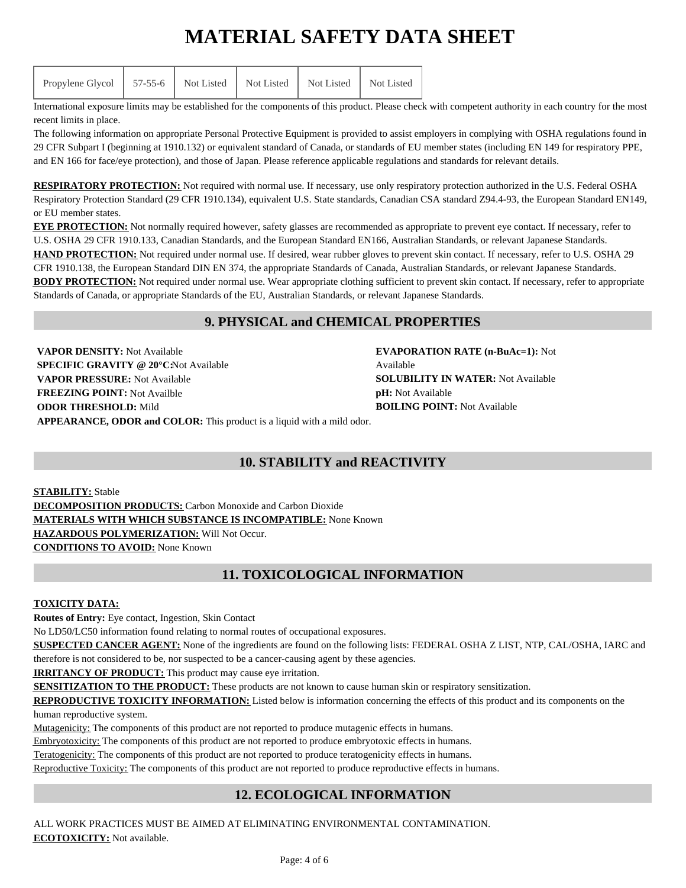# MATERIAL SAFETY DATA SHEET

| Propylene Glycol | 57-55-6 | Not Listed | Not Listed | Not Listed | Not Listed |
|---|---|---|---|---|---|

International exposure limits may be established for the components of this product. Please check with competent authority in each country for the most recent limits in place.

The following information on appropriate Personal Protective Equipment is provided to assist employers in complying with OSHA regulations found in 29 CFR Subpart I (beginning at 1910.132) or equivalent standard of Canada, or standards of EU member states (including EN 149 for respiratory PPE, and EN 166 for face/eye protection), and those of Japan. Please reference applicable regulations and standards for relevant details.

**RESPIRATORY PROTECTION:** Not required with normal use. If necessary, use only respiratory protection authorized in the U.S. Federal OSHA Respiratory Protection Standard (29 CFR 1910.134), equivalent U.S. State standards, Canadian CSA standard Z94.4-93, the European Standard EN149, or EU member states.

**EYE PROTECTION:** Not normally required however, safety glasses are recommended as appropriate to prevent eye contact. If necessary, refer to U.S. OSHA 29 CFR 1910.133, Canadian Standards, and the European Standard EN166, Australian Standards, or relevant Japanese Standards.

**HAND PROTECTION:** Not required under normal use. If desired, wear rubber gloves to prevent skin contact. If necessary, refer to U.S. OSHA 29 CFR 1910.138, the European Standard DIN EN 374, the appropriate Standards of Canada, Australian Standards, or relevant Japanese Standards.

**BODY PROTECTION:** Not required under normal use. Wear appropriate clothing sufficient to prevent skin contact. If necessary, refer to appropriate Standards of Canada, or appropriate Standards of the EU, Australian Standards, or relevant Japanese Standards.

## 9. PHYSICAL and CHEMICAL PROPERTIES

**VAPOR DENSITY:** Not Available
**SPECIFIC GRAVITY @ 20°C:** Not Available
**VAPOR PRESSURE:** Not Available
**FREEZING POINT:** Not Availble
**ODOR THRESHOLD:** Mild
**EVAPORATION RATE (n-BuAc=1):** Not Available
**SOLUBILITY IN WATER:** Not Available
**pH:** Not Available
**BOILING POINT:** Not Available
**APPEARANCE, ODOR and COLOR:** This product is a liquid with a mild odor.

## 10. STABILITY and REACTIVITY

**STABILITY:** Stable
**DECOMPOSITION PRODUCTS:** Carbon Monoxide and Carbon Dioxide
**MATERIALS WITH WHICH SUBSTANCE IS INCOMPATIBLE:** None Known
**HAZARDOUS POLYMERIZATION:** Will Not Occur.
**CONDITIONS TO AVOID:** None Known

## 11. TOXICOLOGICAL INFORMATION

**TOXICITY DATA:**
**Routes of Entry:** Eye contact, Ingestion, Skin Contact
No LD50/LC50 information found relating to normal routes of occupational exposures.
**SUSPECTED CANCER AGENT:** None of the ingredients are found on the following lists: FEDERAL OSHA Z LIST, NTP, CAL/OSHA, IARC and therefore is not considered to be, nor suspected to be a cancer-causing agent by these agencies.
**IRRITANCY OF PRODUCT:** This product may cause eye irritation.
**SENSITIZATION TO THE PRODUCT:** These products are not known to cause human skin or respiratory sensitization.
**REPRODUCTIVE TOXICITY INFORMATION:** Listed below is information concerning the effects of this product and its components on the human reproductive system.
Mutagenicity: The components of this product are not reported to produce mutagenic effects in humans.
Embryotoxicity: The components of this product are not reported to produce embryotoxic effects in humans.
Teratogenicity: The components of this product are not reported to produce teratogenicity effects in humans.
Reproductive Toxicity: The components of this product are not reported to produce reproductive effects in humans.

## 12. ECOLOGICAL INFORMATION

ALL WORK PRACTICES MUST BE AIMED AT ELIMINATING ENVIRONMENTAL CONTAMINATION.
**ECOTOXICITY:** Not available.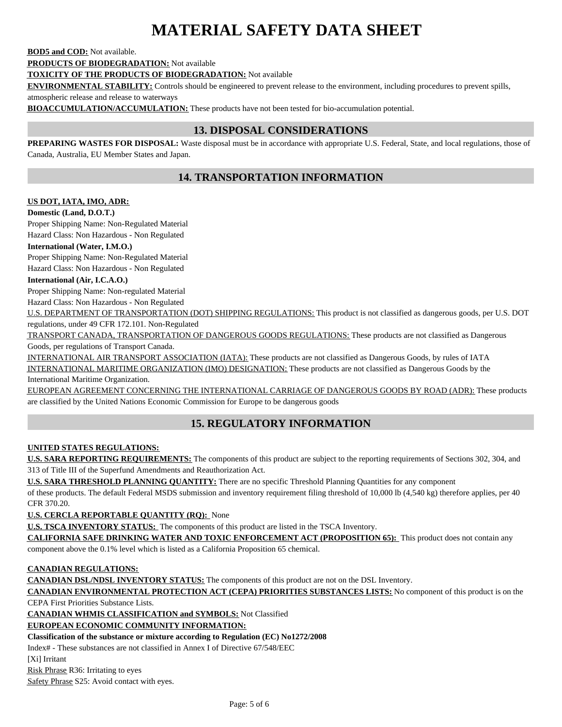# MATERIAL SAFETY DATA SHEET

**BOD5 and COD:** Not available.

**PRODUCTS OF BIODEGRADATION:** Not available

**TOXICITY OF THE PRODUCTS OF BIODEGRADATION:** Not available

**ENVIRONMENTAL STABILITY:** Controls should be engineered to prevent release to the environment, including procedures to prevent spills, atmospheric release and release to waterways

**BIOACCUMULATION/ACCUMULATION:** These products have not been tested for bio-accumulation potential.

## 13. DISPOSAL CONSIDERATIONS

**PREPARING WASTES FOR DISPOSAL:** Waste disposal must be in accordance with appropriate U.S. Federal, State, and local regulations, those of Canada, Australia, EU Member States and Japan.

## 14. TRANSPORTATION INFORMATION

**US DOT, IATA, IMO, ADR:**

**Domestic (Land, D.O.T.)**

Proper Shipping Name: Non-Regulated Material

Hazard Class: Non Hazardous - Non Regulated

**International (Water, I.M.O.)**

Proper Shipping Name: Non-Regulated Material

Hazard Class: Non Hazardous - Non Regulated

**International (Air, I.C.A.O.)**

Proper Shipping Name: Non-regulated Material

Hazard Class: Non Hazardous - Non Regulated

U.S. DEPARTMENT OF TRANSPORTATION (DOT) SHIPPING REGULATIONS: This product is not classified as dangerous goods, per U.S. DOT regulations, under 49 CFR 172.101. Non-Regulated

TRANSPORT CANADA, TRANSPORTATION OF DANGEROUS GOODS REGULATIONS: These products are not classified as Dangerous Goods, per regulations of Transport Canada.

INTERNATIONAL AIR TRANSPORT ASSOCIATION (IATA): These products are not classified as Dangerous Goods, by rules of IATA

INTERNATIONAL MARITIME ORGANIZATION (IMO) DESIGNATION: These products are not classified as Dangerous Goods by the International Maritime Organization.

EUROPEAN AGREEMENT CONCERNING THE INTERNATIONAL CARRIAGE OF DANGEROUS GOODS BY ROAD (ADR): These products are classified by the United Nations Economic Commission for Europe to be dangerous goods

## 15. REGULATORY INFORMATION

**UNITED STATES REGULATIONS:**

**U.S. SARA REPORTING REQUIREMENTS:** The components of this product are subject to the reporting requirements of Sections 302, 304, and 313 of Title III of the Superfund Amendments and Reauthorization Act.

**U.S. SARA THRESHOLD PLANNING QUANTITY:** There are no specific Threshold Planning Quantities for any component of these products. The default Federal MSDS submission and inventory requirement filing threshold of 10,000 lb (4,540 kg) therefore applies, per 40 CFR 370.20.

**U.S. CERCLA REPORTABLE QUANTITY (RQ):** None

**U.S. TSCA INVENTORY STATUS:** The components of this product are listed in the TSCA Inventory.

**CALIFORNIA SAFE DRINKING WATER AND TOXIC ENFORCEMENT ACT (PROPOSITION 65):** This product does not contain any component above the 0.1% level which is listed as a California Proposition 65 chemical.

**CANADIAN REGULATIONS:**

**CANADIAN DSL/NDSL INVENTORY STATUS:** The components of this product are not on the DSL Inventory.

**CANADIAN ENVIRONMENTAL PROTECTION ACT (CEPA) PRIORITIES SUBSTANCES LISTS:** No component of this product is on the CEPA First Priorities Substance Lists.

**CANADIAN WHMIS CLASSIFICATION and SYMBOLS:** Not Classified

**EUROPEAN ECONOMIC COMMUNITY INFORMATION:**

**Classification of the substance or mixture according to Regulation (EC) No1272/2008**

Index# - These substances are not classified in Annex I of Directive 67/548/EEC

[Xi] Irritant

Risk Phrase R36: Irritating to eyes

Safety Phrase S25: Avoid contact with eyes.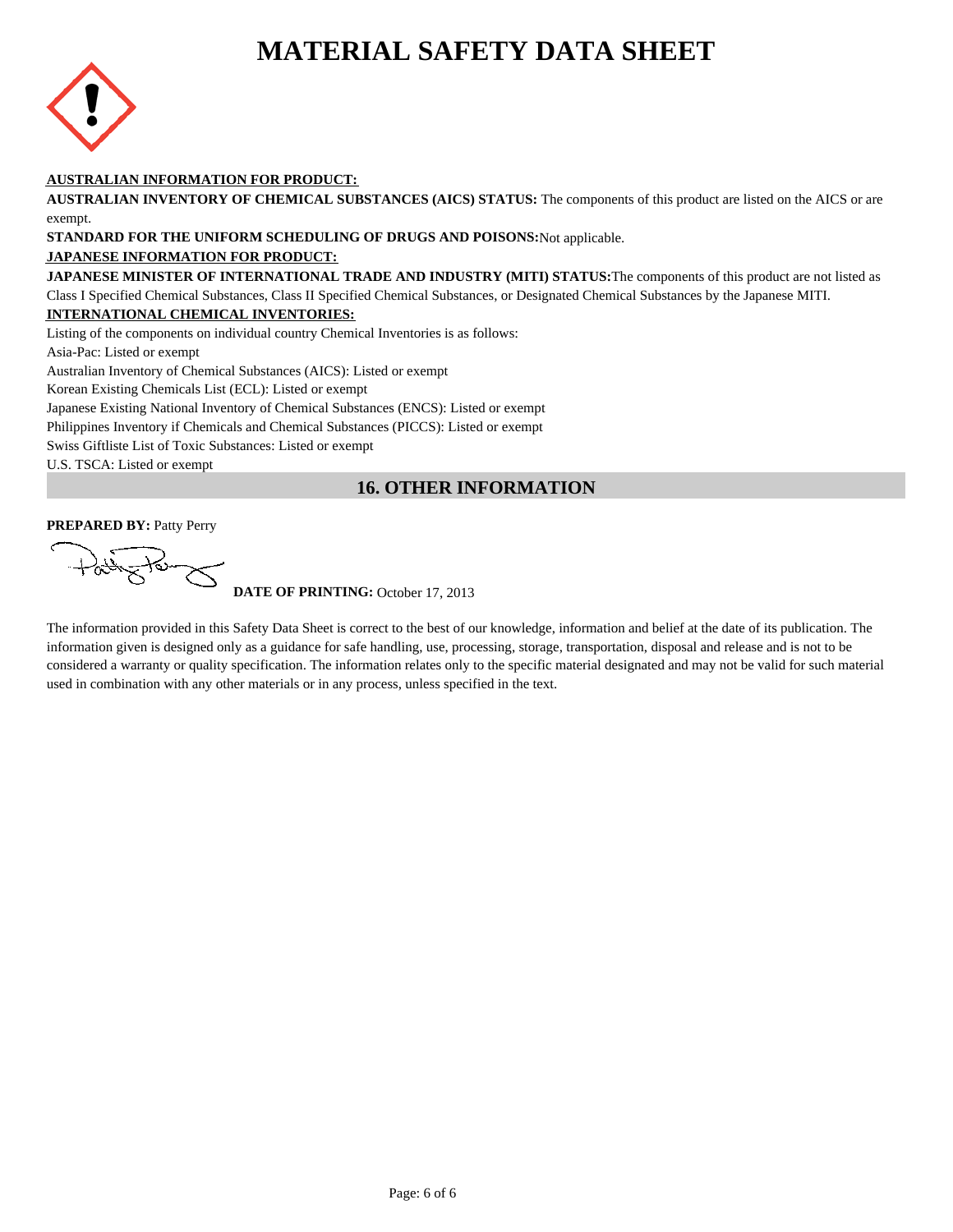# MATERIAL SAFETY DATA SHEET

**AUSTRALIAN INFORMATION FOR PRODUCT:**

**AUSTRALIAN INVENTORY OF CHEMICAL SUBSTANCES (AICS) STATUS:** The components of this product are listed on the AICS or are exempt.

**STANDARD FOR THE UNIFORM SCHEDULING OF DRUGS AND POISONS:** Not applicable.

**JAPANESE INFORMATION FOR PRODUCT:**

**JAPANESE MINISTER OF INTERNATIONAL TRADE AND INDUSTRY (MITI) STATUS:** The components of this product are not listed as Class I Specified Chemical Substances, Class II Specified Chemical Substances, or Designated Chemical Substances by the Japanese MITI.

**INTERNATIONAL CHEMICAL INVENTORIES:**

Listing of the components on individual country Chemical Inventories is as follows:

Asia-Pac: Listed or exempt

Australian Inventory of Chemical Substances (AICS): Listed or exempt

Korean Existing Chemicals List (ECL): Listed or exempt

Japanese Existing National Inventory of Chemical Substances (ENCS): Listed or exempt

Philippines Inventory if Chemicals and Chemical Substances (PICCS): Listed or exempt

Swiss Giftliste List of Toxic Substances: Listed or exempt

U.S. TSCA: Listed or exempt

## 16. OTHER INFORMATION

**PREPARED BY:** Patty Perry

**DATE OF PRINTING:** October 17, 2013

The information provided in this Safety Data Sheet is correct to the best of our knowledge, information and belief at the date of its publication. The information given is designed only as a guidance for safe handling, use, processing, storage, transportation, disposal and release and is not to be considered a warranty or quality specification. The information relates only to the specific material designated and may not be valid for such material used in combination with any other materials or in any process, unless specified in the text.